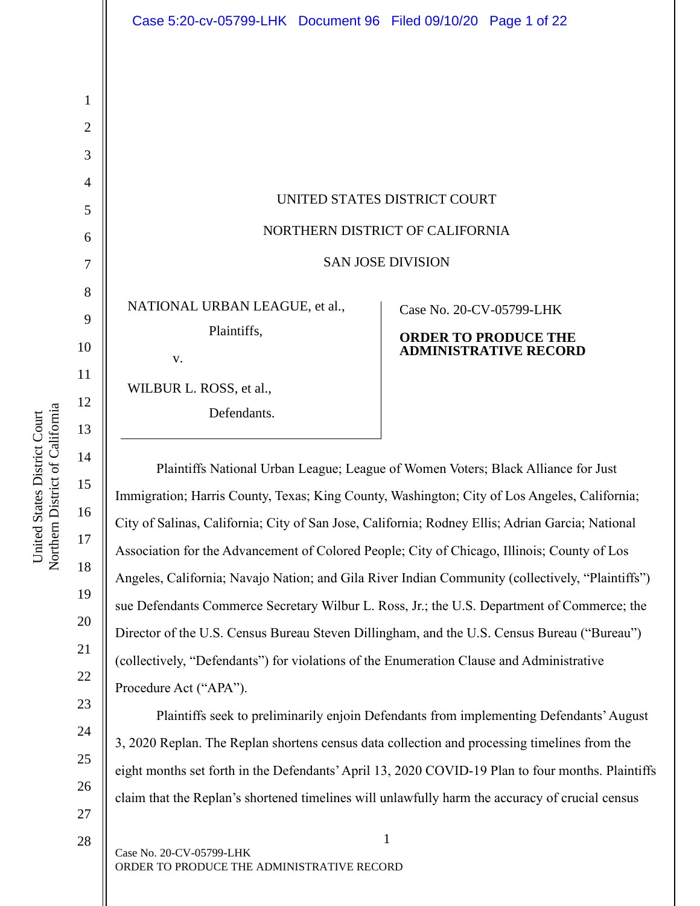UNITED STATES DISTRICT COURT

NORTHERN DISTRICT OF CALIFORNIA

SAN JOSE DIVISION

NATIONAL URBAN LEAGUE, et al.,

Plaintiffs,

v.

WILBUR L. ROSS, et al.,

Defendants.

Case No. 20-CV-05799-LHK

**ORDER TO PRODUCE THE ADMINISTRATIVE RECORD**

Plaintiffs National Urban League; League of Women Voters; Black Alliance for Just Immigration; Harris County, Texas; King County, Washington; City of Los Angeles, California; City of Salinas, California; City of San Jose, California; Rodney Ellis; Adrian Garcia; National Association for the Advancement of Colored People; City of Chicago, Illinois; County of Los Angeles, California; Navajo Nation; and Gila River Indian Community (collectively, "Plaintiffs") sue Defendants Commerce Secretary Wilbur L. Ross, Jr.; the U.S. Department of Commerce; the Director of the U.S. Census Bureau Steven Dillingham, and the U.S. Census Bureau ("Bureau") (collectively, "Defendants") for violations of the Enumeration Clause and Administrative Procedure Act ("APA").

Plaintiffs seek to preliminarily enjoin Defendants from implementing Defendants' August 3, 2020 Replan. The Replan shortens census data collection and processing timelines from the eight months set forth in the Defendants' April 13, 2020 COVID-19 Plan to four months. Plaintiffs claim that the Replan's shortened timelines will unlawfully harm the accuracy of crucial census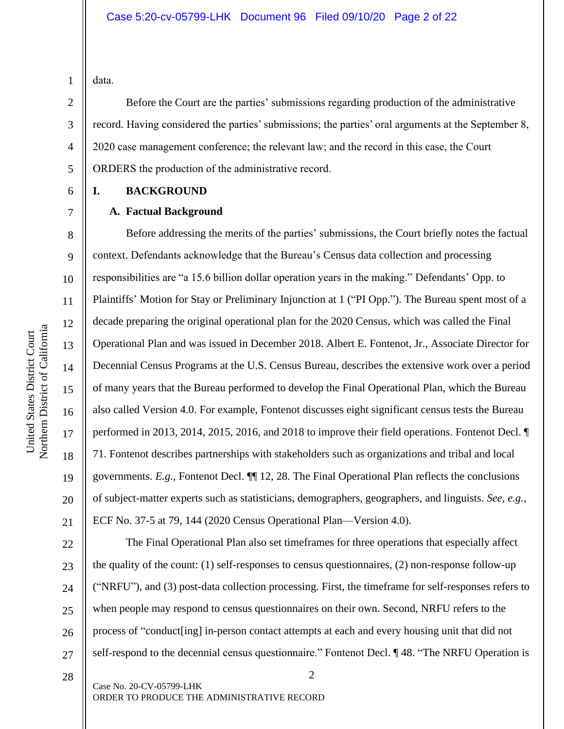data.

Before the Court are the parties' submissions regarding production of the administrative record. Having considered the parties' submissions; the parties' oral arguments at the September 8, 2020 case management conference; the relevant law; and the record in this case, the Court ORDERS the production of the administrative record.

## I. BACKGROUND

### A. Factual Background

Before addressing the merits of the parties' submissions, the Court briefly notes the factual context. Defendants acknowledge that the Bureau's Census data collection and processing responsibilities are "a 15.6 billion dollar operation years in the making." Defendants' Opp. to Plaintiffs' Motion for Stay or Preliminary Injunction at 1 ("PI Opp."). The Bureau spent most of a decade preparing the original operational plan for the 2020 Census, which was called the Final Operational Plan and was issued in December 2018. Albert E. Fontenot, Jr., Associate Director for Decennial Census Programs at the U.S. Census Bureau, describes the extensive work over a period of many years that the Bureau performed to develop the Final Operational Plan, which the Bureau also called Version 4.0. For example, Fontenot discusses eight significant census tests the Bureau performed in 2013, 2014, 2015, 2016, and 2018 to improve their field operations. Fontenot Decl. ¶ 71. Fontenot describes partnerships with stakeholders such as organizations and tribal and local governments. *E.g.*, Fontenot Decl. ¶¶ 12, 28. The Final Operational Plan reflects the conclusions of subject-matter experts such as statisticians, demographers, geographers, and linguists. *See, e.g.*, ECF No. 37-5 at 79, 144 (2020 Census Operational Plan—Version 4.0).

The Final Operational Plan also set timeframes for three operations that especially affect the quality of the count: (1) self-responses to census questionnaires, (2) non-response follow-up ("NRFU"), and (3) post-data collection processing. First, the timeframe for self-responses refers to when people may respond to census questionnaires on their own. Second, NRFU refers to the process of "conduct[ing] in-person contact attempts at each and every housing unit that did not self-respond to the decennial census questionnaire." Fontenot Decl. ¶ 48. "The NRFU Operation is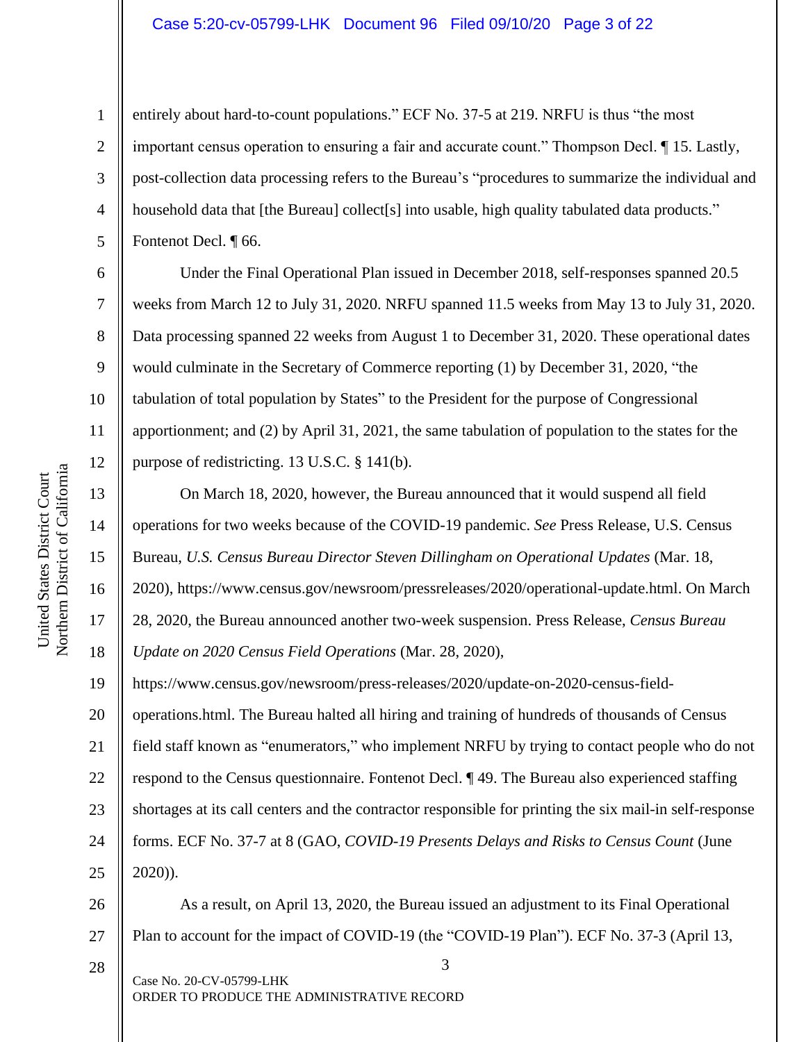entirely about hard-to-count populations." ECF No. 37-5 at 219. NRFU is thus "the most important census operation to ensuring a fair and accurate count." Thompson Decl. ¶ 15. Lastly, post-collection data processing refers to the Bureau's "procedures to summarize the individual and household data that [the Bureau] collect[s] into usable, high quality tabulated data products." Fontenot Decl. ¶ 66.

Under the Final Operational Plan issued in December 2018, self-responses spanned 20.5 weeks from March 12 to July 31, 2020. NRFU spanned 11.5 weeks from May 13 to July 31, 2020. Data processing spanned 22 weeks from August 1 to December 31, 2020. These operational dates would culminate in the Secretary of Commerce reporting (1) by December 31, 2020, "the tabulation of total population by States" to the President for the purpose of Congressional apportionment; and (2) by April 31, 2021, the same tabulation of population to the states for the purpose of redistricting. 13 U.S.C. § 141(b).

On March 18, 2020, however, the Bureau announced that it would suspend all field operations for two weeks because of the COVID-19 pandemic. *See* Press Release, U.S. Census Bureau, *U.S. Census Bureau Director Steven Dillingham on Operational Updates* (Mar. 18, 2020), https://www.census.gov/newsroom/pressreleases/2020/operational-update.html. On March 28, 2020, the Bureau announced another two-week suspension. Press Release, *Census Bureau Update on 2020 Census Field Operations* (Mar. 28, 2020), https://www.census.gov/newsroom/press-releases/2020/update-on-2020-census-field-operations.html. The Bureau halted all hiring and training of hundreds of thousands of Census field staff known as "enumerators," who implement NRFU by trying to contact people who do not respond to the Census questionnaire. Fontenot Decl. ¶ 49. The Bureau also experienced staffing shortages at its call centers and the contractor responsible for printing the six mail-in self-response forms. ECF No. 37-7 at 8 (GAO, *COVID-19 Presents Delays and Risks to Census Count* (June 2020)).

As a result, on April 13, 2020, the Bureau issued an adjustment to its Final Operational Plan to account for the impact of COVID-19 (the "COVID-19 Plan"). ECF No. 37-3 (April 13,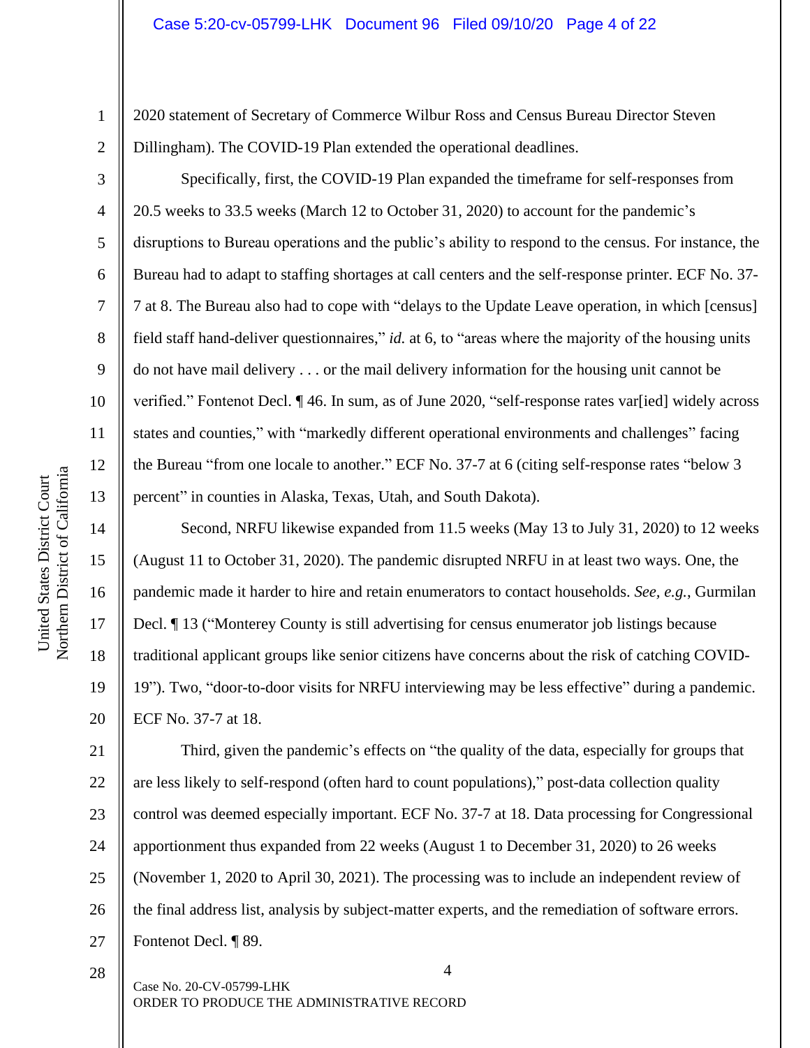2020 statement of Secretary of Commerce Wilbur Ross and Census Bureau Director Steven Dillingham). The COVID-19 Plan extended the operational deadlines.

Specifically, first, the COVID-19 Plan expanded the timeframe for self-responses from 20.5 weeks to 33.5 weeks (March 12 to October 31, 2020) to account for the pandemic's disruptions to Bureau operations and the public's ability to respond to the census. For instance, the Bureau had to adapt to staffing shortages at call centers and the self-response printer. ECF No. 37-7 at 8. The Bureau also had to cope with "delays to the Update Leave operation, in which [census] field staff hand-deliver questionnaires," *id.* at 6, to "areas where the majority of the housing units do not have mail delivery . . . or the mail delivery information for the housing unit cannot be verified." Fontenot Decl. ¶ 46. In sum, as of June 2020, "self-response rates var[ied] widely across states and counties," with "markedly different operational environments and challenges" facing the Bureau "from one locale to another." ECF No. 37-7 at 6 (citing self-response rates "below 3 percent" in counties in Alaska, Texas, Utah, and South Dakota).

Second, NRFU likewise expanded from 11.5 weeks (May 13 to July 31, 2020) to 12 weeks (August 11 to October 31, 2020). The pandemic disrupted NRFU in at least two ways. One, the pandemic made it harder to hire and retain enumerators to contact households. *See, e.g.*, Gurmilan Decl. ¶ 13 ("Monterey County is still advertising for census enumerator job listings because traditional applicant groups like senior citizens have concerns about the risk of catching COVID-19"). Two, "door-to-door visits for NRFU interviewing may be less effective" during a pandemic. ECF No. 37-7 at 18.

Third, given the pandemic's effects on "the quality of the data, especially for groups that are less likely to self-respond (often hard to count populations)," post-data collection quality control was deemed especially important. ECF No. 37-7 at 18. Data processing for Congressional apportionment thus expanded from 22 weeks (August 1 to December 31, 2020) to 26 weeks (November 1, 2020 to April 30, 2021). The processing was to include an independent review of the final address list, analysis by subject-matter experts, and the remediation of software errors. Fontenot Decl. ¶ 89.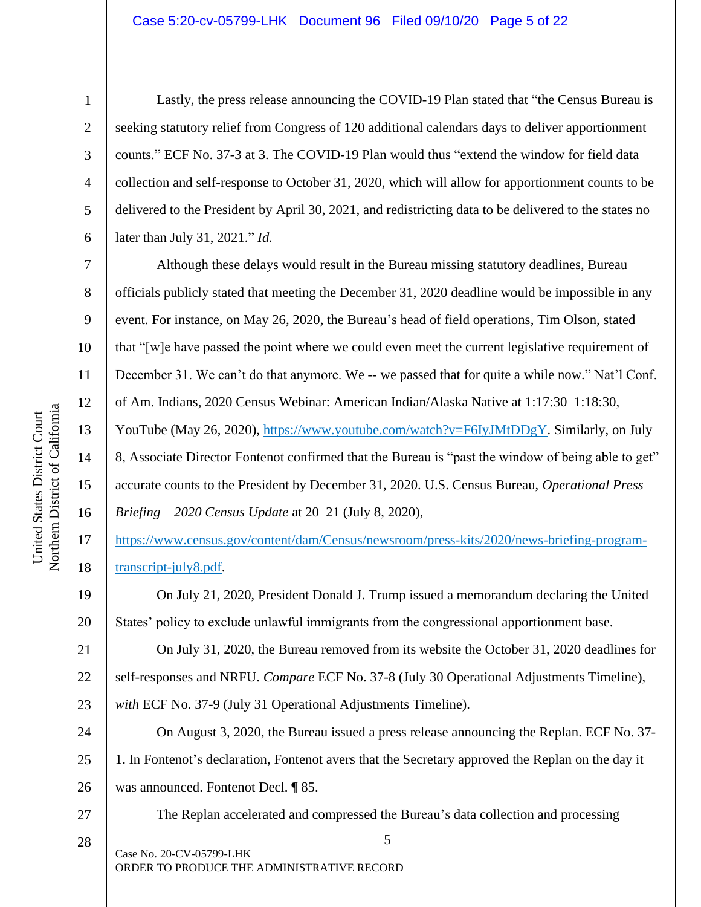Lastly, the press release announcing the COVID-19 Plan stated that "the Census Bureau is seeking statutory relief from Congress of 120 additional calendars days to deliver apportionment counts." ECF No. 37-3 at 3. The COVID-19 Plan would thus "extend the window for field data collection and self-response to October 31, 2020, which will allow for apportionment counts to be delivered to the President by April 30, 2021, and redistricting data to be delivered to the states no later than July 31, 2021." *Id.*

Although these delays would result in the Bureau missing statutory deadlines, Bureau officials publicly stated that meeting the December 31, 2020 deadline would be impossible in any event. For instance, on May 26, 2020, the Bureau's head of field operations, Tim Olson, stated that "[w]e have passed the point where we could even meet the current legislative requirement of December 31. We can't do that anymore. We -- we passed that for quite a while now." Nat'l Conf. of Am. Indians, 2020 Census Webinar: American Indian/Alaska Native at 1:17:30–1:18:30, YouTube (May 26, 2020), https://www.youtube.com/watch?v=F6IyJMtDDgY. Similarly, on July 8, Associate Director Fontenot confirmed that the Bureau is "past the window of being able to get" accurate counts to the President by December 31, 2020. U.S. Census Bureau, *Operational Press Briefing – 2020 Census Update* at 20–21 (July 8, 2020), https://www.census.gov/content/dam/Census/newsroom/press-kits/2020/news-briefing-program-transcript-july8.pdf.

On July 21, 2020, President Donald J. Trump issued a memorandum declaring the United States' policy to exclude unlawful immigrants from the congressional apportionment base.

On July 31, 2020, the Bureau removed from its website the October 31, 2020 deadlines for self-responses and NRFU. *Compare* ECF No. 37-8 (July 30 Operational Adjustments Timeline), *with* ECF No. 37-9 (July 31 Operational Adjustments Timeline).

On August 3, 2020, the Bureau issued a press release announcing the Replan. ECF No. 37-1. In Fontenot's declaration, Fontenot avers that the Secretary approved the Replan on the day it was announced. Fontenot Decl. ¶ 85.

The Replan accelerated and compressed the Bureau's data collection and processing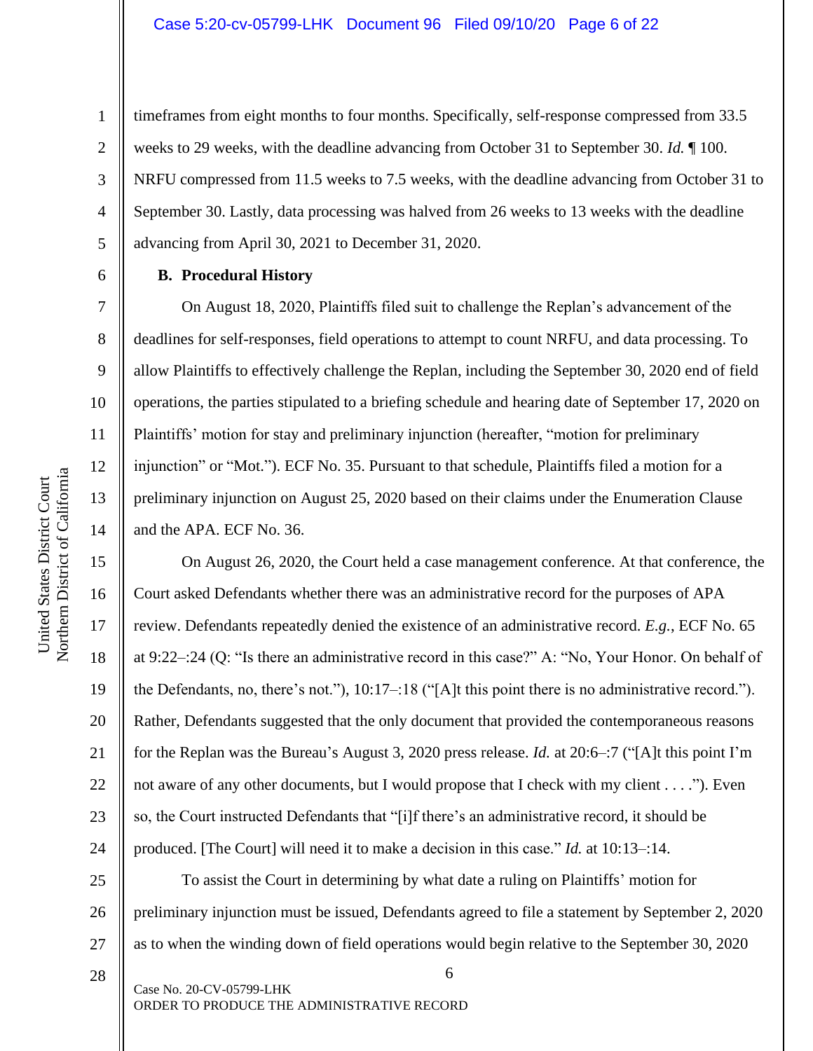timeframes from eight months to four months. Specifically, self-response compressed from 33.5 weeks to 29 weeks, with the deadline advancing from October 31 to September 30. *Id.* ¶ 100. NRFU compressed from 11.5 weeks to 7.5 weeks, with the deadline advancing from October 31 to September 30. Lastly, data processing was halved from 26 weeks to 13 weeks with the deadline advancing from April 30, 2021 to December 31, 2020.

**B. Procedural History**

On August 18, 2020, Plaintiffs filed suit to challenge the Replan's advancement of the deadlines for self-responses, field operations to attempt to count NRFU, and data processing. To allow Plaintiffs to effectively challenge the Replan, including the September 30, 2020 end of field operations, the parties stipulated to a briefing schedule and hearing date of September 17, 2020 on Plaintiffs' motion for stay and preliminary injunction (hereafter, "motion for preliminary injunction" or "Mot."). ECF No. 35. Pursuant to that schedule, Plaintiffs filed a motion for a preliminary injunction on August 25, 2020 based on their claims under the Enumeration Clause and the APA. ECF No. 36.

On August 26, 2020, the Court held a case management conference. At that conference, the Court asked Defendants whether there was an administrative record for the purposes of APA review. Defendants repeatedly denied the existence of an administrative record. *E.g.*, ECF No. 65 at 9:22–:24 (Q: "Is there an administrative record in this case?" A: "No, Your Honor. On behalf of the Defendants, no, there's not."), 10:17–:18 ("[A]t this point there is no administrative record."). Rather, Defendants suggested that the only document that provided the contemporaneous reasons for the Replan was the Bureau's August 3, 2020 press release. *Id.* at 20:6–:7 ("[A]t this point I'm not aware of any other documents, but I would propose that I check with my client . . . ."). Even so, the Court instructed Defendants that "[i]f there's an administrative record, it should be produced. [The Court] will need it to make a decision in this case." *Id.* at 10:13–:14.

To assist the Court in determining by what date a ruling on Plaintiffs' motion for preliminary injunction must be issued, Defendants agreed to file a statement by September 2, 2020 as to when the winding down of field operations would begin relative to the September 30, 2020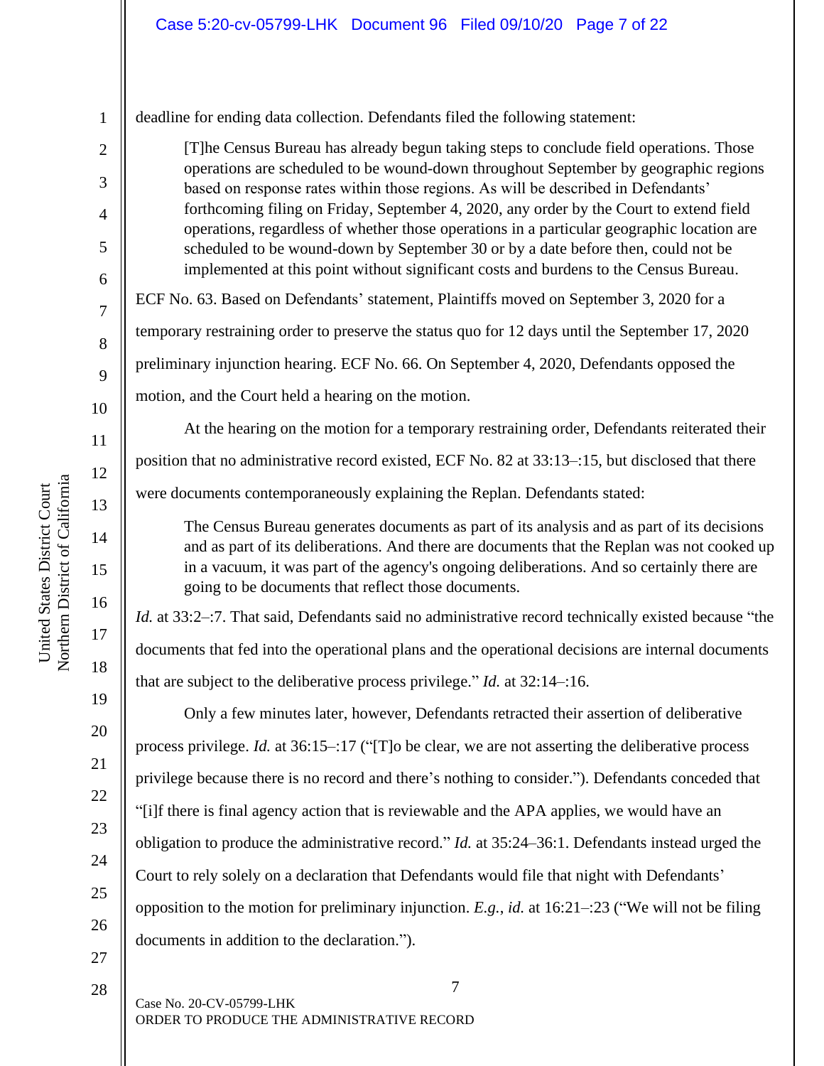deadline for ending data collection. Defendants filed the following statement:

> [T]he Census Bureau has already begun taking steps to conclude field operations. Those operations are scheduled to be wound-down throughout September by geographic regions based on response rates within those regions. As will be described in Defendants' forthcoming filing on Friday, September 4, 2020, any order by the Court to extend field operations, regardless of whether those operations in a particular geographic location are scheduled to be wound-down by September 30 or by a date before then, could not be implemented at this point without significant costs and burdens to the Census Bureau.

ECF No. 63. Based on Defendants' statement, Plaintiffs moved on September 3, 2020 for a temporary restraining order to preserve the status quo for 12 days until the September 17, 2020 preliminary injunction hearing. ECF No. 66. On September 4, 2020, Defendants opposed the motion, and the Court held a hearing on the motion.

At the hearing on the motion for a temporary restraining order, Defendants reiterated their position that no administrative record existed, ECF No. 82 at 33:13–:15, but disclosed that there were documents contemporaneously explaining the Replan. Defendants stated:

> The Census Bureau generates documents as part of its analysis and as part of its decisions and as part of its deliberations. And there are documents that the Replan was not cooked up in a vacuum, it was part of the agency's ongoing deliberations. And so certainly there are going to be documents that reflect those documents.

*Id.* at 33:2–:7. That said, Defendants said no administrative record technically existed because "the documents that fed into the operational plans and the operational decisions are internal documents that are subject to the deliberative process privilege." *Id.* at 32:14–:16.

Only a few minutes later, however, Defendants retracted their assertion of deliberative process privilege. *Id.* at 36:15–:17 ("[T]o be clear, we are not asserting the deliberative process privilege because there is no record and there's nothing to consider."). Defendants conceded that "[i]f there is final agency action that is reviewable and the APA applies, we would have an obligation to produce the administrative record." *Id.* at 35:24–36:1. Defendants instead urged the Court to rely solely on a declaration that Defendants would file that night with Defendants' opposition to the motion for preliminary injunction. *E.g.*, *id.* at 16:21–:23 ("We will not be filing documents in addition to the declaration.").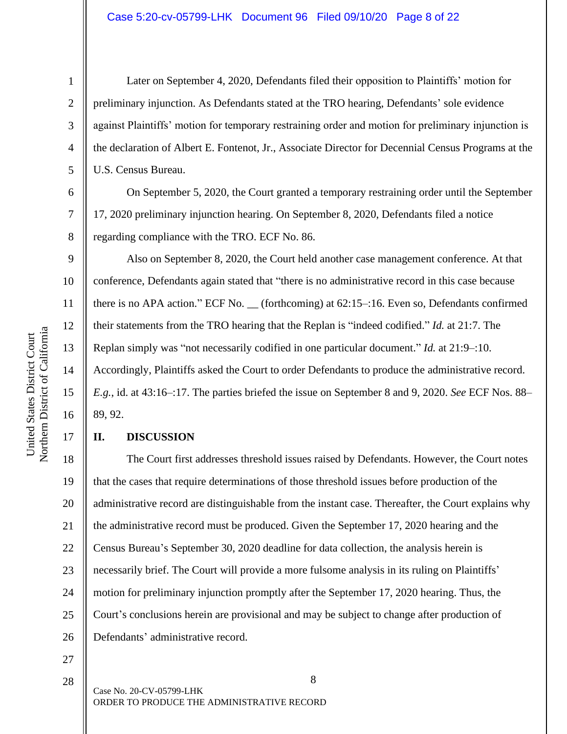Later on September 4, 2020, Defendants filed their opposition to Plaintiffs' motion for preliminary injunction. As Defendants stated at the TRO hearing, Defendants' sole evidence against Plaintiffs' motion for temporary restraining order and motion for preliminary injunction is the declaration of Albert E. Fontenot, Jr., Associate Director for Decennial Census Programs at the U.S. Census Bureau.

On September 5, 2020, the Court granted a temporary restraining order until the September 17, 2020 preliminary injunction hearing. On September 8, 2020, Defendants filed a notice regarding compliance with the TRO. ECF No. 86.

Also on September 8, 2020, the Court held another case management conference. At that conference, Defendants again stated that "there is no administrative record in this case because there is no APA action." ECF No. __ (forthcoming) at 62:15–:16. Even so, Defendants confirmed their statements from the TRO hearing that the Replan is "indeed codified." *Id.* at 21:7. The Replan simply was "not necessarily codified in one particular document." *Id.* at 21:9–:10. Accordingly, Plaintiffs asked the Court to order Defendants to produce the administrative record. *E.g.*, id. at 43:16–:17. The parties briefed the issue on September 8 and 9, 2020. *See* ECF Nos. 88–89, 92.

## II. DISCUSSION

The Court first addresses threshold issues raised by Defendants. However, the Court notes that the cases that require determinations of those threshold issues before production of the administrative record are distinguishable from the instant case. Thereafter, the Court explains why the administrative record must be produced. Given the September 17, 2020 hearing and the Census Bureau's September 30, 2020 deadline for data collection, the analysis herein is necessarily brief. The Court will provide a more fulsome analysis in its ruling on Plaintiffs' motion for preliminary injunction promptly after the September 17, 2020 hearing. Thus, the Court's conclusions herein are provisional and may be subject to change after production of Defendants' administrative record.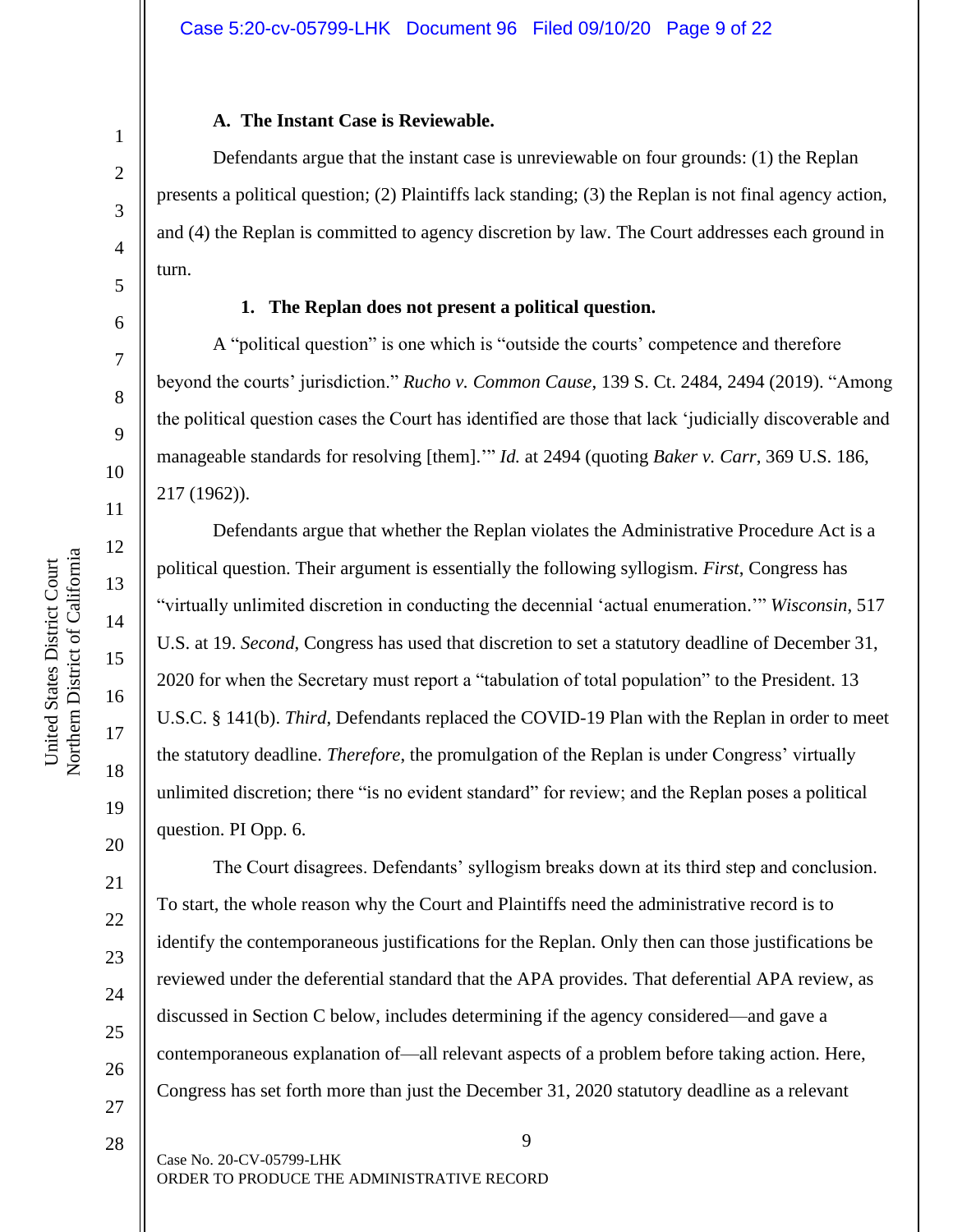**A. The Instant Case is Reviewable.**

Defendants argue that the instant case is unreviewable on four grounds: (1) the Replan presents a political question; (2) Plaintiffs lack standing; (3) the Replan is not final agency action, and (4) the Replan is committed to agency discretion by law. The Court addresses each ground in turn.

**1. The Replan does not present a political question.**

A "political question" is one which is "outside the courts' competence and therefore beyond the courts' jurisdiction." *Rucho v. Common Cause*, 139 S. Ct. 2484, 2494 (2019). "Among the political question cases the Court has identified are those that lack 'judicially discoverable and manageable standards for resolving [them].'" *Id.* at 2494 (quoting *Baker v. Carr*, 369 U.S. 186, 217 (1962)).

Defendants argue that whether the Replan violates the Administrative Procedure Act is a political question. Their argument is essentially the following syllogism. *First*, Congress has "virtually unlimited discretion in conducting the decennial 'actual enumeration.'" *Wisconsin*, 517 U.S. at 19. *Second*, Congress has used that discretion to set a statutory deadline of December 31, 2020 for when the Secretary must report a "tabulation of total population" to the President. 13 U.S.C. § 141(b). *Third*, Defendants replaced the COVID-19 Plan with the Replan in order to meet the statutory deadline. *Therefore*, the promulgation of the Replan is under Congress' virtually unlimited discretion; there "is no evident standard" for review; and the Replan poses a political question. PI Opp. 6.

The Court disagrees. Defendants' syllogism breaks down at its third step and conclusion. To start, the whole reason why the Court and Plaintiffs need the administrative record is to identify the contemporaneous justifications for the Replan. Only then can those justifications be reviewed under the deferential standard that the APA provides. That deferential APA review, as discussed in Section C below, includes determining if the agency considered—and gave a contemporaneous explanation of—all relevant aspects of a problem before taking action. Here, Congress has set forth more than just the December 31, 2020 statutory deadline as a relevant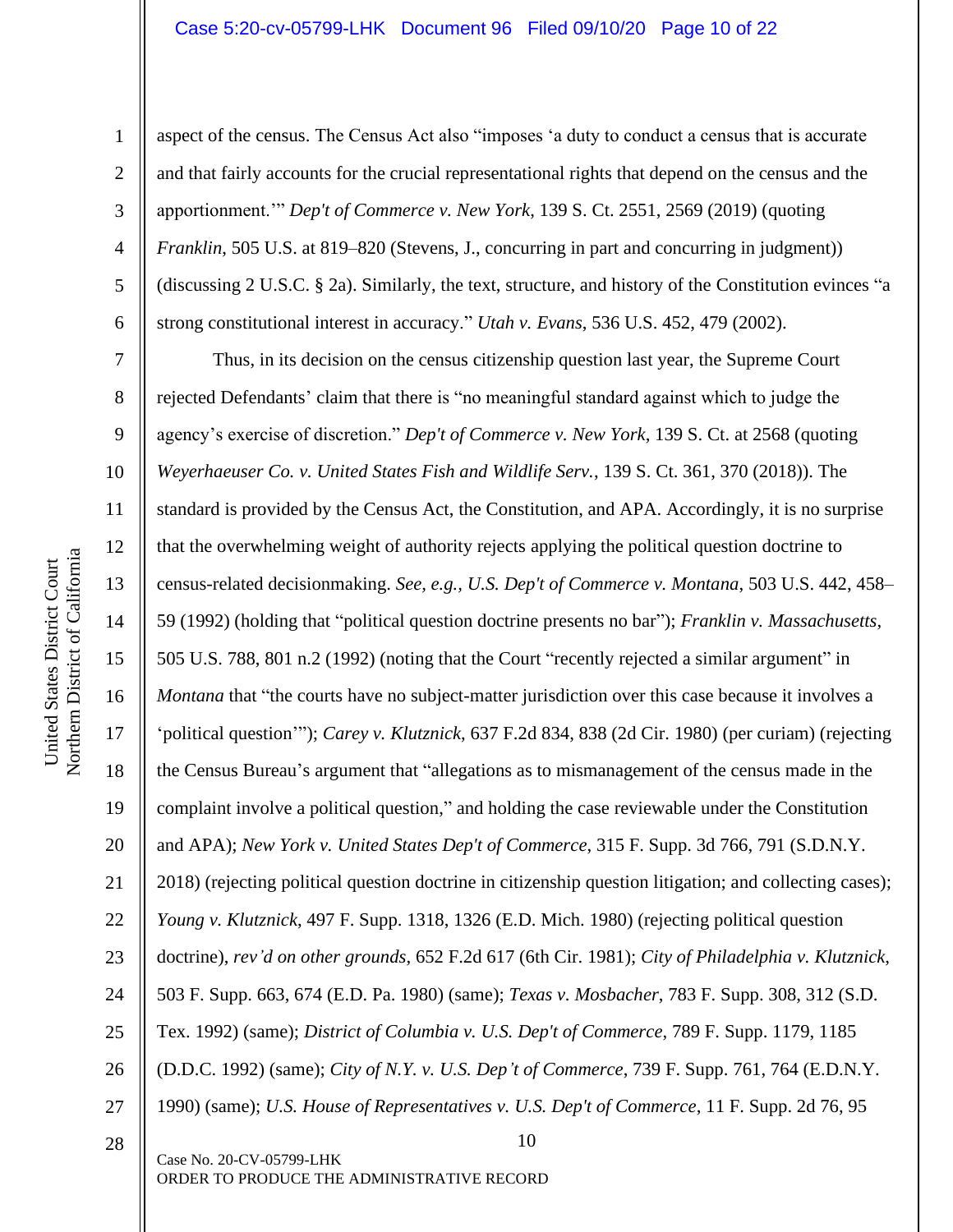aspect of the census. The Census Act also "imposes 'a duty to conduct a census that is accurate and that fairly accounts for the crucial representational rights that depend on the census and the apportionment.'" *Dep't of Commerce v. New York*, 139 S. Ct. 2551, 2569 (2019) (quoting *Franklin*, 505 U.S. at 819–820 (Stevens, J., concurring in part and concurring in judgment)) (discussing 2 U.S.C. § 2a). Similarly, the text, structure, and history of the Constitution evinces "a strong constitutional interest in accuracy." *Utah v. Evans*, 536 U.S. 452, 479 (2002).

Thus, in its decision on the census citizenship question last year, the Supreme Court rejected Defendants' claim that there is "no meaningful standard against which to judge the agency's exercise of discretion." *Dep't of Commerce v. New York*, 139 S. Ct. at 2568 (quoting *Weyerhaeuser Co. v. United States Fish and Wildlife Serv.*, 139 S. Ct. 361, 370 (2018)). The standard is provided by the Census Act, the Constitution, and APA. Accordingly, it is no surprise that the overwhelming weight of authority rejects applying the political question doctrine to census-related decisionmaking. *See, e.g.*, *U.S. Dep't of Commerce v. Montana*, 503 U.S. 442, 458–59 (1992) (holding that "political question doctrine presents no bar"); *Franklin v. Massachusetts*, 505 U.S. 788, 801 n.2 (1992) (noting that the Court "recently rejected a similar argument" in *Montana* that "the courts have no subject-matter jurisdiction over this case because it involves a 'political question'"); *Carey v. Klutznick*, 637 F.2d 834, 838 (2d Cir. 1980) (per curiam) (rejecting the Census Bureau's argument that "allegations as to mismanagement of the census made in the complaint involve a political question," and holding the case reviewable under the Constitution and APA); *New York v. United States Dep't of Commerce*, 315 F. Supp. 3d 766, 791 (S.D.N.Y. 2018) (rejecting political question doctrine in citizenship question litigation; and collecting cases); *Young v. Klutznick*, 497 F. Supp. 1318, 1326 (E.D. Mich. 1980) (rejecting political question doctrine), *rev'd on other grounds*, 652 F.2d 617 (6th Cir. 1981); *City of Philadelphia v. Klutznick*, 503 F. Supp. 663, 674 (E.D. Pa. 1980) (same); *Texas v. Mosbacher*, 783 F. Supp. 308, 312 (S.D. Tex. 1992) (same); *District of Columbia v. U.S. Dep't of Commerce*, 789 F. Supp. 1179, 1185 (D.D.C. 1992) (same); *City of N.Y. v. U.S. Dep't of Commerce*, 739 F. Supp. 761, 764 (E.D.N.Y. 1990) (same); *U.S. House of Representatives v. U.S. Dep't of Commerce*, 11 F. Supp. 2d 76, 95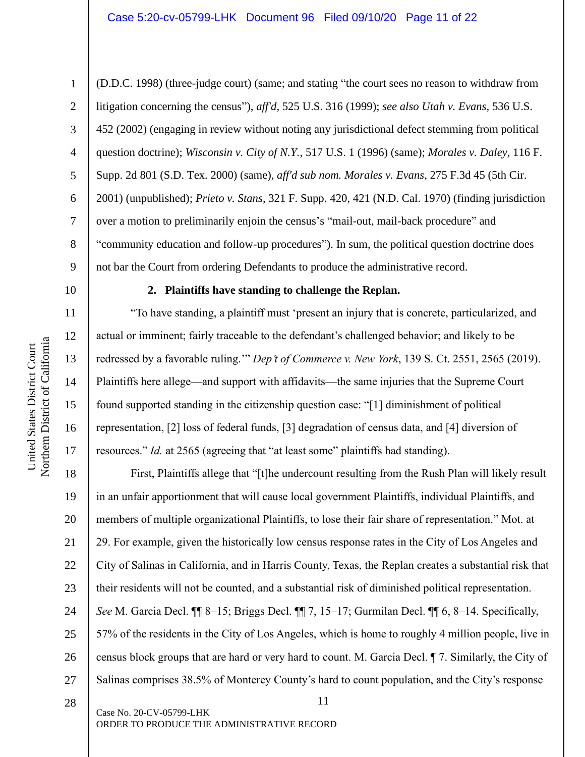(D.D.C. 1998) (three-judge court) (same; and stating "the court sees no reason to withdraw from litigation concerning the census"), *aff'd*, 525 U.S. 316 (1999); *see also Utah v. Evans*, 536 U.S. 452 (2002) (engaging in review without noting any jurisdictional defect stemming from political question doctrine); *Wisconsin v. City of N.Y.*, 517 U.S. 1 (1996) (same); *Morales v. Daley*, 116 F. Supp. 2d 801 (S.D. Tex. 2000) (same), *aff'd sub nom. Morales v. Evans*, 275 F.3d 45 (5th Cir. 2001) (unpublished); *Prieto v. Stans*, 321 F. Supp. 420, 421 (N.D. Cal. 1970) (finding jurisdiction over a motion to preliminarily enjoin the census's "mail-out, mail-back procedure" and "community education and follow-up procedures"). In sum, the political question doctrine does not bar the Court from ordering Defendants to produce the administrative record.

**2. Plaintiffs have standing to challenge the Replan.**

"To have standing, a plaintiff must 'present an injury that is concrete, particularized, and actual or imminent; fairly traceable to the defendant's challenged behavior; and likely to be redressed by a favorable ruling.'" *Dep't of Commerce v. New York*, 139 S. Ct. 2551, 2565 (2019). Plaintiffs here allege—and support with affidavits—the same injuries that the Supreme Court found supported standing in the citizenship question case: "[1] diminishment of political representation, [2] loss of federal funds, [3] degradation of census data, and [4] diversion of resources." *Id.* at 2565 (agreeing that "at least some" plaintiffs had standing).

First, Plaintiffs allege that "[t]he undercount resulting from the Rush Plan will likely result in an unfair apportionment that will cause local government Plaintiffs, individual Plaintiffs, and members of multiple organizational Plaintiffs, to lose their fair share of representation." Mot. at 29. For example, given the historically low census response rates in the City of Los Angeles and City of Salinas in California, and in Harris County, Texas, the Replan creates a substantial risk that their residents will not be counted, and a substantial risk of diminished political representation. *See* M. Garcia Decl. ¶¶ 8–15; Briggs Decl. ¶¶ 7, 15–17; Gurmilan Decl. ¶¶ 6, 8–14. Specifically, 57% of the residents in the City of Los Angeles, which is home to roughly 4 million people, live in census block groups that are hard or very hard to count. M. Garcia Decl. ¶ 7. Similarly, the City of Salinas comprises 38.5% of Monterey County's hard to count population, and the City's response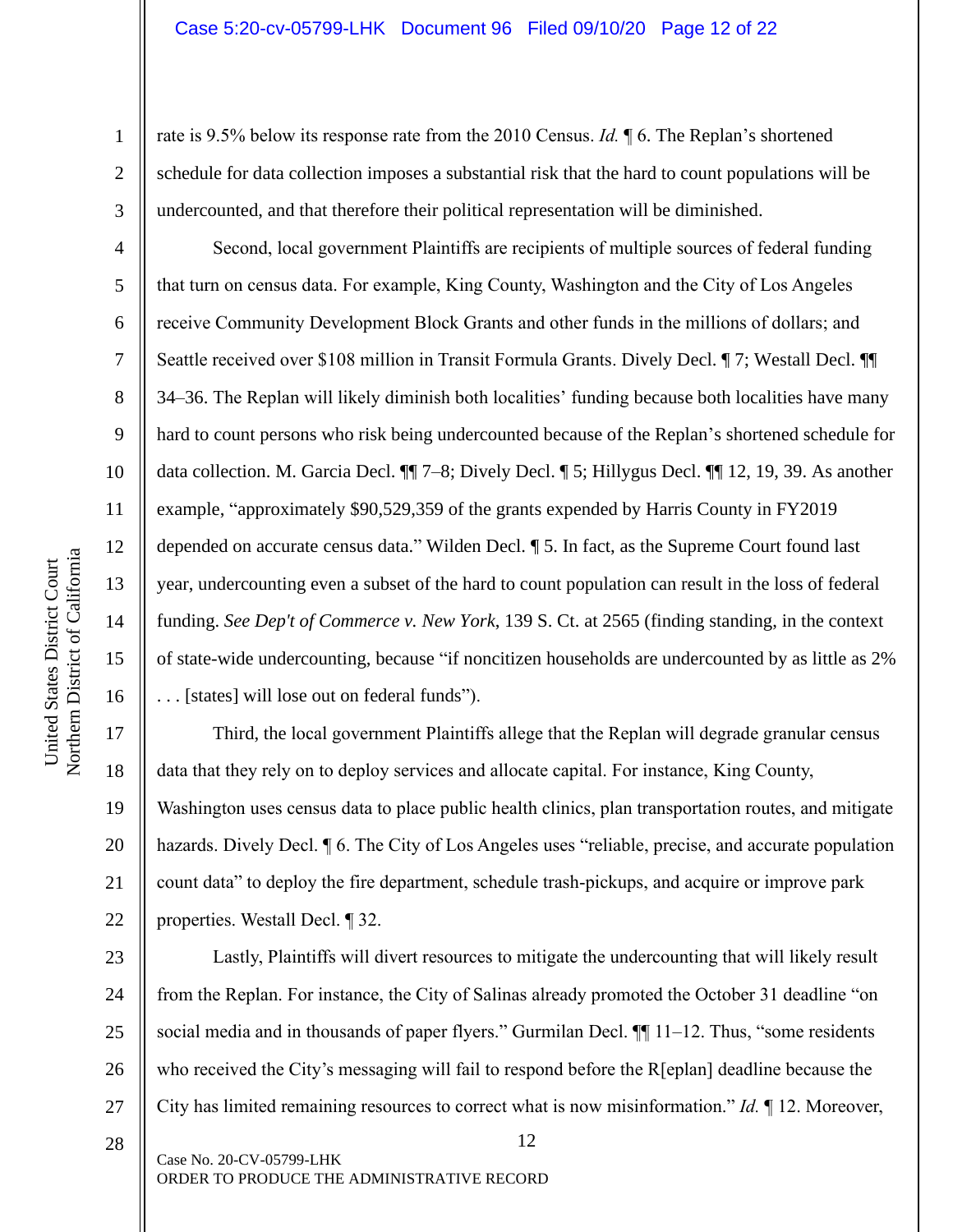rate is 9.5% below its response rate from the 2010 Census. *Id.* ¶ 6. The Replan's shortened schedule for data collection imposes a substantial risk that the hard to count populations will be undercounted, and that therefore their political representation will be diminished.

Second, local government Plaintiffs are recipients of multiple sources of federal funding that turn on census data. For example, King County, Washington and the City of Los Angeles receive Community Development Block Grants and other funds in the millions of dollars; and Seattle received over $108 million in Transit Formula Grants. Dively Decl. ¶ 7; Westall Decl. ¶¶ 34–36. The Replan will likely diminish both localities' funding because both localities have many hard to count persons who risk being undercounted because of the Replan's shortened schedule for data collection. M. Garcia Decl. ¶¶ 7–8; Dively Decl. ¶ 5; Hillygus Decl. ¶¶ 12, 19, 39. As another example, "approximately $90,529,359 of the grants expended by Harris County in FY2019 depended on accurate census data." Wilden Decl. ¶ 5. In fact, as the Supreme Court found last year, undercounting even a subset of the hard to count population can result in the loss of federal funding. *See Dep't of Commerce v. New York*, 139 S. Ct. at 2565 (finding standing, in the context of state-wide undercounting, because "if noncitizen households are undercounted by as little as 2% . . . [states] will lose out on federal funds").

Third, the local government Plaintiffs allege that the Replan will degrade granular census data that they rely on to deploy services and allocate capital. For instance, King County, Washington uses census data to place public health clinics, plan transportation routes, and mitigate hazards. Dively Decl. ¶ 6. The City of Los Angeles uses "reliable, precise, and accurate population count data" to deploy the fire department, schedule trash-pickups, and acquire or improve park properties. Westall Decl. ¶ 32.

Lastly, Plaintiffs will divert resources to mitigate the undercounting that will likely result from the Replan. For instance, the City of Salinas already promoted the October 31 deadline "on social media and in thousands of paper flyers." Gurmilan Decl. ¶¶ 11–12. Thus, "some residents who received the City's messaging will fail to respond before the R[eplan] deadline because the City has limited remaining resources to correct what is now misinformation." *Id.* ¶ 12. Moreover,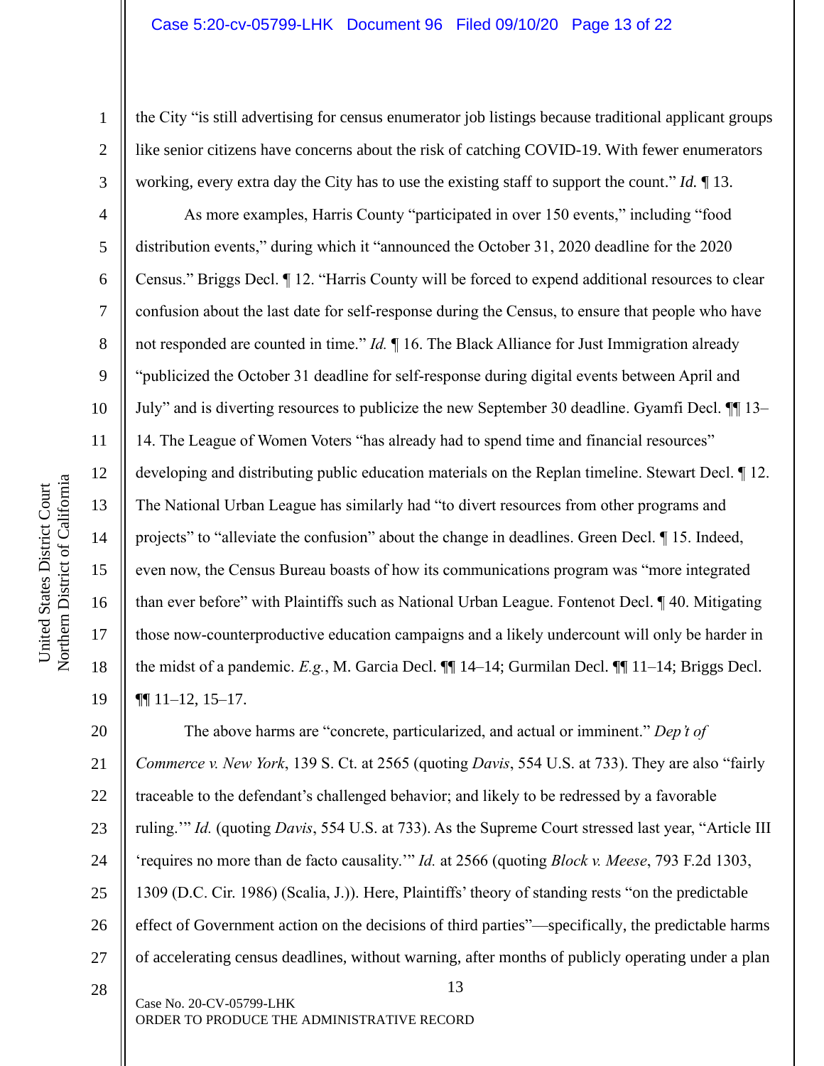the City "is still advertising for census enumerator job listings because traditional applicant groups like senior citizens have concerns about the risk of catching COVID-19. With fewer enumerators working, every extra day the City has to use the existing staff to support the count." *Id.* ¶ 13.

As more examples, Harris County "participated in over 150 events," including "food distribution events," during which it "announced the October 31, 2020 deadline for the 2020 Census." Briggs Decl. ¶ 12. "Harris County will be forced to expend additional resources to clear confusion about the last date for self-response during the Census, to ensure that people who have not responded are counted in time." *Id.* ¶ 16. The Black Alliance for Just Immigration already "publicized the October 31 deadline for self-response during digital events between April and July" and is diverting resources to publicize the new September 30 deadline. Gyamfi Decl. ¶¶ 13–14. The League of Women Voters "has already had to spend time and financial resources" developing and distributing public education materials on the Replan timeline. Stewart Decl. ¶ 12. The National Urban League has similarly had "to divert resources from other programs and projects" to "alleviate the confusion" about the change in deadlines. Green Decl. ¶ 15. Indeed, even now, the Census Bureau boasts of how its communications program was "more integrated than ever before" with Plaintiffs such as National Urban League. Fontenot Decl. ¶ 40. Mitigating those now-counterproductive education campaigns and a likely undercount will only be harder in the midst of a pandemic. *E.g.*, M. Garcia Decl. ¶¶ 14–14; Gurmilan Decl. ¶¶ 11–14; Briggs Decl. ¶¶ 11–12, 15–17.

The above harms are "concrete, particularized, and actual or imminent." *Dep't of Commerce v. New York*, 139 S. Ct. at 2565 (quoting *Davis*, 554 U.S. at 733). They are also "fairly traceable to the defendant's challenged behavior; and likely to be redressed by a favorable ruling.'" *Id.* (quoting *Davis*, 554 U.S. at 733). As the Supreme Court stressed last year, "Article III 'requires no more than de facto causality.'" *Id.* at 2566 (quoting *Block v. Meese*, 793 F.2d 1303, 1309 (D.C. Cir. 1986) (Scalia, J.)). Here, Plaintiffs' theory of standing rests "on the predictable effect of Government action on the decisions of third parties"—specifically, the predictable harms of accelerating census deadlines, without warning, after months of publicly operating under a plan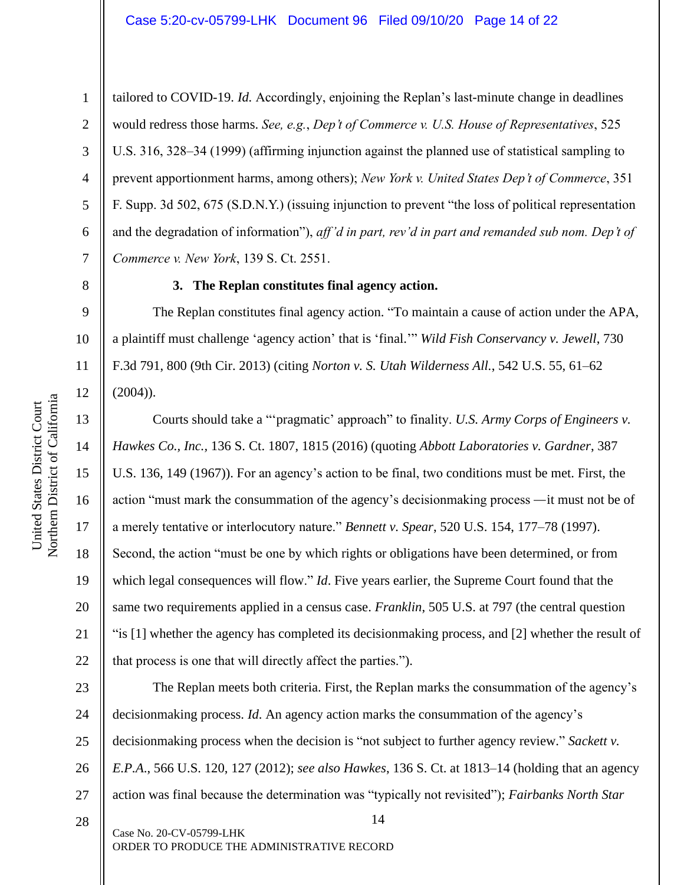tailored to COVID-19. *Id.* Accordingly, enjoining the Replan's last-minute change in deadlines would redress those harms. *See, e.g.*, *Dep't of Commerce v. U.S. House of Representatives*, 525 U.S. 316, 328–34 (1999) (affirming injunction against the planned use of statistical sampling to prevent apportionment harms, among others); *New York v. United States Dep't of Commerce*, 351 F. Supp. 3d 502, 675 (S.D.N.Y.) (issuing injunction to prevent "the loss of political representation and the degradation of information"), *aff'd in part, rev'd in part and remanded sub nom. Dep't of Commerce v. New York*, 139 S. Ct. 2551.

**3. The Replan constitutes final agency action.**

The Replan constitutes final agency action. "To maintain a cause of action under the APA, a plaintiff must challenge 'agency action' that is 'final.'" *Wild Fish Conservancy v. Jewell*, 730 F.3d 791, 800 (9th Cir. 2013) (citing *Norton v. S. Utah Wilderness All.*, 542 U.S. 55, 61–62 (2004)).

Courts should take a "'pragmatic' approach" to finality. *U.S. Army Corps of Engineers v. Hawkes Co., Inc.*, 136 S. Ct. 1807, 1815 (2016) (quoting *Abbott Laboratories v. Gardner*, 387 U.S. 136, 149 (1967)). For an agency's action to be final, two conditions must be met. First, the action "must mark the consummation of the agency's decisionmaking process —it must not be of a merely tentative or interlocutory nature." *Bennett v. Spear*, 520 U.S. 154, 177–78 (1997). Second, the action "must be one by which rights or obligations have been determined, or from which legal consequences will flow." *Id*. Five years earlier, the Supreme Court found that the same two requirements applied in a census case. *Franklin*, 505 U.S. at 797 (the central question "is [1] whether the agency has completed its decisionmaking process, and [2] whether the result of that process is one that will directly affect the parties.").

The Replan meets both criteria. First, the Replan marks the consummation of the agency's decisionmaking process. *Id*. An agency action marks the consummation of the agency's decisionmaking process when the decision is "not subject to further agency review." *Sackett v. E.P.A.*, 566 U.S. 120, 127 (2012); *see also Hawkes*, 136 S. Ct. at 1813–14 (holding that an agency action was final because the determination was "typically not revisited"); *Fairbanks North Star*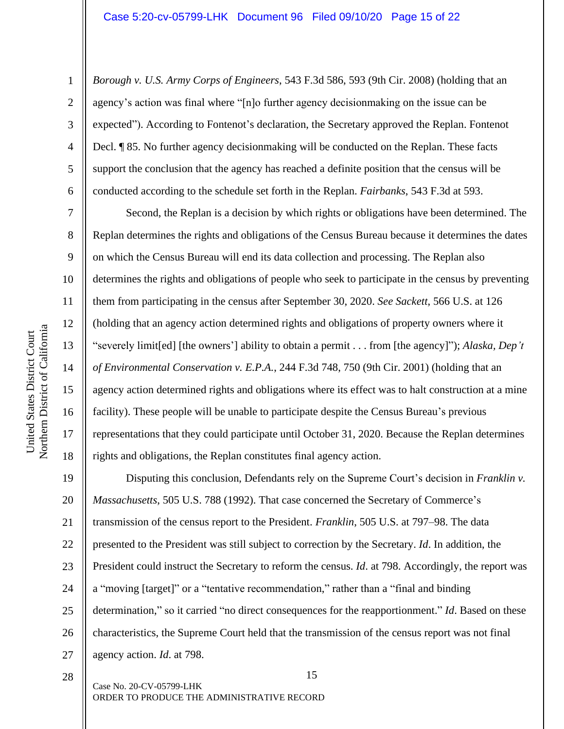*Borough v. U.S. Army Corps of Engineers*, 543 F.3d 586, 593 (9th Cir. 2008) (holding that an agency's action was final where "[n]o further agency decisionmaking on the issue can be expected"). According to Fontenot's declaration, the Secretary approved the Replan. Fontenot Decl. ¶ 85. No further agency decisionmaking will be conducted on the Replan. These facts support the conclusion that the agency has reached a definite position that the census will be conducted according to the schedule set forth in the Replan. *Fairbanks*, 543 F.3d at 593.

Second, the Replan is a decision by which rights or obligations have been determined. The Replan determines the rights and obligations of the Census Bureau because it determines the dates on which the Census Bureau will end its data collection and processing. The Replan also determines the rights and obligations of people who seek to participate in the census by preventing them from participating in the census after September 30, 2020. *See Sackett*, 566 U.S. at 126 (holding that an agency action determined rights and obligations of property owners where it "severely limit[ed] [the owners'] ability to obtain a permit . . . from [the agency]"); *Alaska, Dep't of Environmental Conservation v. E.P.A.*, 244 F.3d 748, 750 (9th Cir. 2001) (holding that an agency action determined rights and obligations where its effect was to halt construction at a mine facility). These people will be unable to participate despite the Census Bureau's previous representations that they could participate until October 31, 2020. Because the Replan determines rights and obligations, the Replan constitutes final agency action.

Disputing this conclusion, Defendants rely on the Supreme Court's decision in *Franklin v. Massachusetts*, 505 U.S. 788 (1992). That case concerned the Secretary of Commerce's transmission of the census report to the President. *Franklin*, 505 U.S. at 797–98. The data presented to the President was still subject to correction by the Secretary. *Id*. In addition, the President could instruct the Secretary to reform the census. *Id*. at 798. Accordingly, the report was a "moving [target]" or a "tentative recommendation," rather than a "final and binding determination," so it carried "no direct consequences for the reapportionment." *Id*. Based on these characteristics, the Supreme Court held that the transmission of the census report was not final agency action. *Id*. at 798.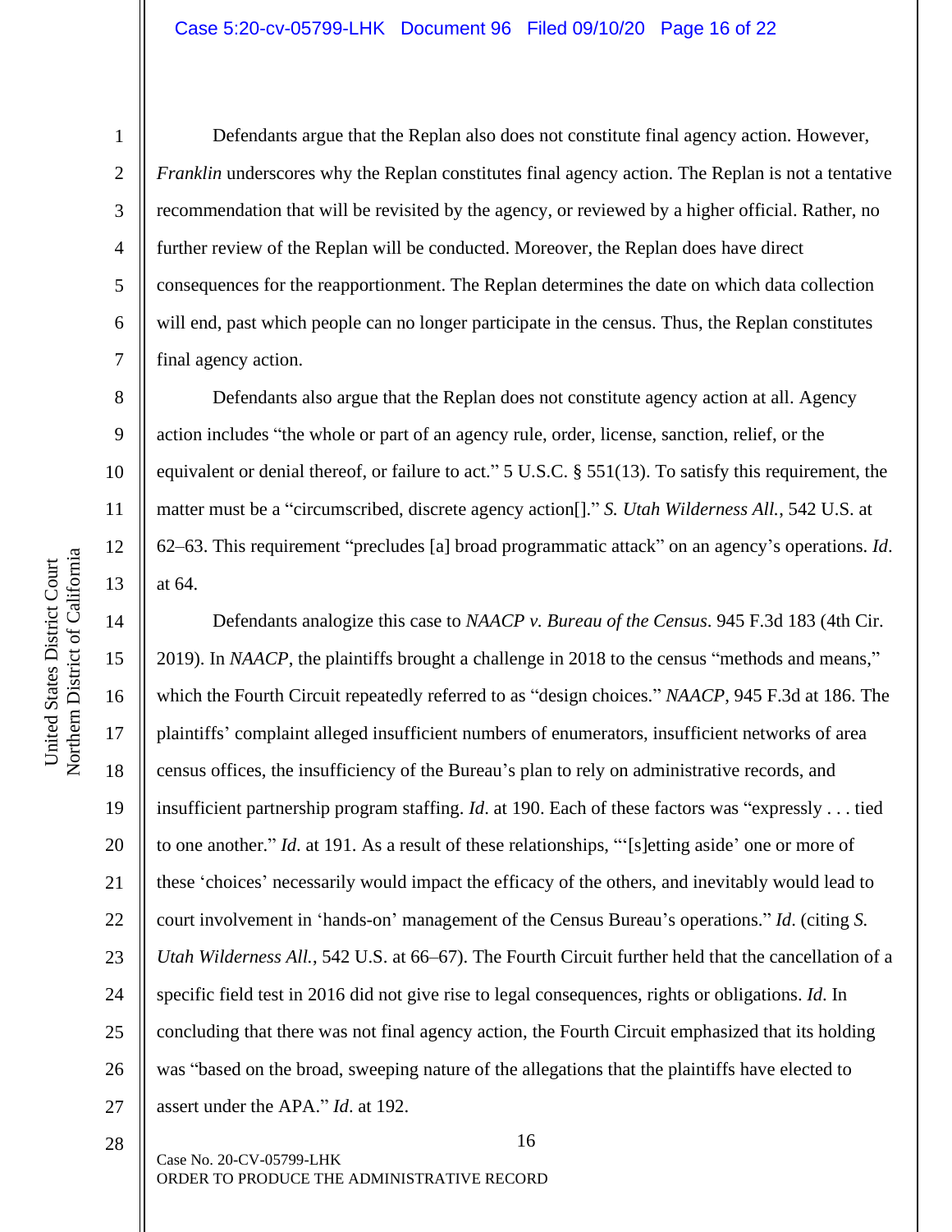Defendants argue that the Replan also does not constitute final agency action. However, *Franklin* underscores why the Replan constitutes final agency action. The Replan is not a tentative recommendation that will be revisited by the agency, or reviewed by a higher official. Rather, no further review of the Replan will be conducted. Moreover, the Replan does have direct consequences for the reapportionment. The Replan determines the date on which data collection will end, past which people can no longer participate in the census. Thus, the Replan constitutes final agency action.

Defendants also argue that the Replan does not constitute agency action at all. Agency action includes "the whole or part of an agency rule, order, license, sanction, relief, or the equivalent or denial thereof, or failure to act." 5 U.S.C. § 551(13). To satisfy this requirement, the matter must be a "circumscribed, discrete agency action[]." *S. Utah Wilderness All.*, 542 U.S. at 62–63. This requirement "precludes [a] broad programmatic attack" on an agency's operations. *Id*. at 64.

Defendants analogize this case to *NAACP v. Bureau of the Census*. 945 F.3d 183 (4th Cir. 2019). In *NAACP*, the plaintiffs brought a challenge in 2018 to the census "methods and means," which the Fourth Circuit repeatedly referred to as "design choices." *NAACP*, 945 F.3d at 186. The plaintiffs' complaint alleged insufficient numbers of enumerators, insufficient networks of area census offices, the insufficiency of the Bureau's plan to rely on administrative records, and insufficient partnership program staffing. *Id*. at 190. Each of these factors was "expressly . . . tied to one another." *Id*. at 191. As a result of these relationships, "'[s]etting aside' one or more of these 'choices' necessarily would impact the efficacy of the others, and inevitably would lead to court involvement in 'hands-on' management of the Census Bureau's operations." *Id*. (citing *S. Utah Wilderness All.*, 542 U.S. at 66–67). The Fourth Circuit further held that the cancellation of a specific field test in 2016 did not give rise to legal consequences, rights or obligations. *Id*. In concluding that there was not final agency action, the Fourth Circuit emphasized that its holding was "based on the broad, sweeping nature of the allegations that the plaintiffs have elected to assert under the APA." *Id*. at 192.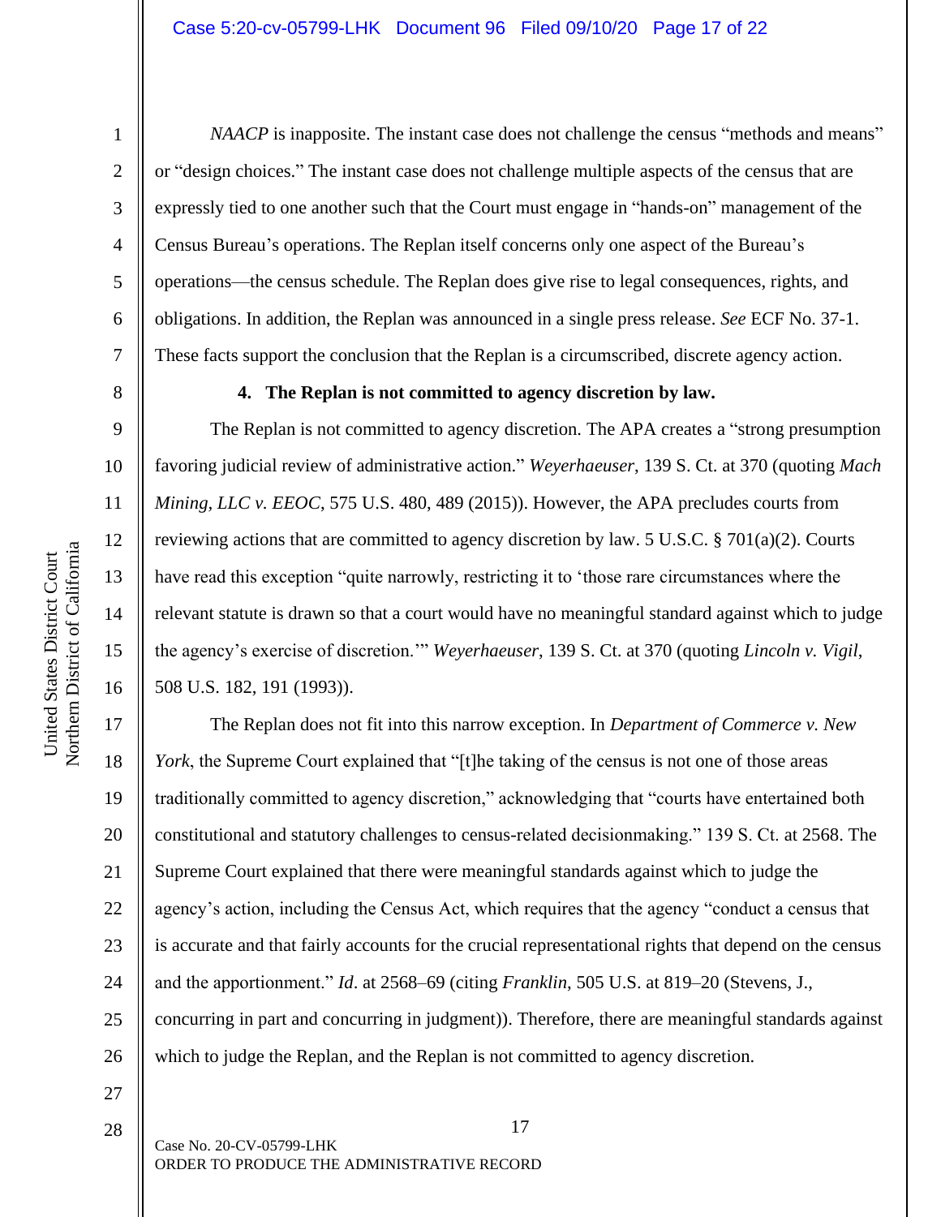*NAACP* is inapposite. The instant case does not challenge the census "methods and means" or "design choices." The instant case does not challenge multiple aspects of the census that are expressly tied to one another such that the Court must engage in "hands-on" management of the Census Bureau's operations. The Replan itself concerns only one aspect of the Bureau's operations—the census schedule. The Replan does give rise to legal consequences, rights, and obligations. In addition, the Replan was announced in a single press release. *See* ECF No. 37-1. These facts support the conclusion that the Replan is a circumscribed, discrete agency action.

**4. The Replan is not committed to agency discretion by law.**

The Replan is not committed to agency discretion. The APA creates a "strong presumption favoring judicial review of administrative action." *Weyerhaeuser*, 139 S. Ct. at 370 (quoting *Mach Mining, LLC v. EEOC*, 575 U.S. 480, 489 (2015)). However, the APA precludes courts from reviewing actions that are committed to agency discretion by law. 5 U.S.C. § 701(a)(2). Courts have read this exception "quite narrowly, restricting it to 'those rare circumstances where the relevant statute is drawn so that a court would have no meaningful standard against which to judge the agency's exercise of discretion.'" *Weyerhaeuser*, 139 S. Ct. at 370 (quoting *Lincoln v. Vigil*, 508 U.S. 182, 191 (1993)).

The Replan does not fit into this narrow exception. In *Department of Commerce v. New York*, the Supreme Court explained that "[t]he taking of the census is not one of those areas traditionally committed to agency discretion," acknowledging that "courts have entertained both constitutional and statutory challenges to census-related decisionmaking." 139 S. Ct. at 2568. The Supreme Court explained that there were meaningful standards against which to judge the agency's action, including the Census Act, which requires that the agency "conduct a census that is accurate and that fairly accounts for the crucial representational rights that depend on the census and the apportionment." *Id.* at 2568–69 (citing *Franklin*, 505 U.S. at 819–20 (Stevens, J., concurring in part and concurring in judgment)). Therefore, there are meaningful standards against which to judge the Replan, and the Replan is not committed to agency discretion.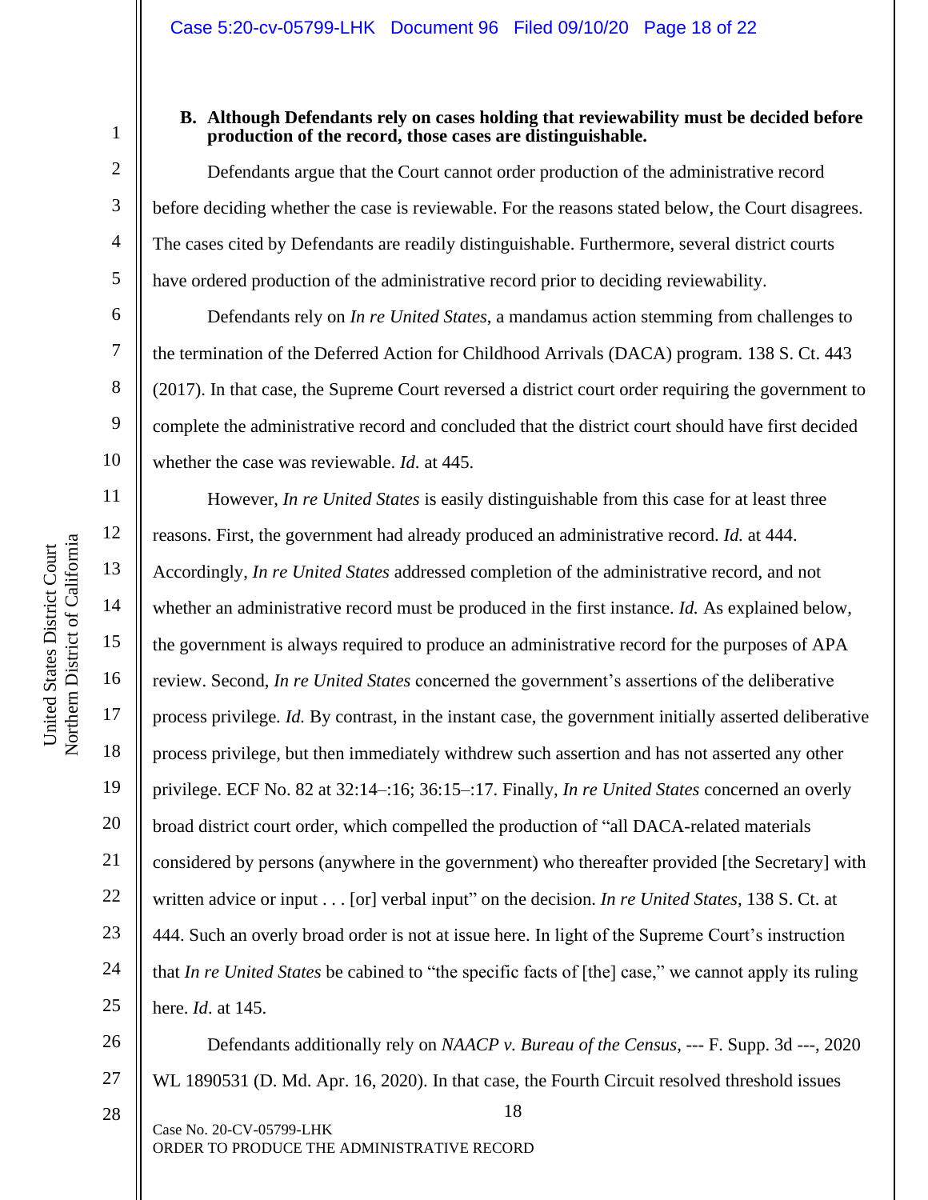**B. Although Defendants rely on cases holding that reviewability must be decided before production of the record, those cases are distinguishable.**

Defendants argue that the Court cannot order production of the administrative record before deciding whether the case is reviewable. For the reasons stated below, the Court disagrees. The cases cited by Defendants are readily distinguishable. Furthermore, several district courts have ordered production of the administrative record prior to deciding reviewability.

Defendants rely on *In re United States*, a mandamus action stemming from challenges to the termination of the Deferred Action for Childhood Arrivals (DACA) program. 138 S. Ct. 443 (2017). In that case, the Supreme Court reversed a district court order requiring the government to complete the administrative record and concluded that the district court should have first decided whether the case was reviewable. *Id.* at 445.

However, *In re United States* is easily distinguishable from this case for at least three reasons. First, the government had already produced an administrative record. *Id.* at 444. Accordingly, *In re United States* addressed completion of the administrative record, and not whether an administrative record must be produced in the first instance. *Id.* As explained below, the government is always required to produce an administrative record for the purposes of APA review. Second, *In re United States* concerned the government's assertions of the deliberative process privilege. *Id.* By contrast, in the instant case, the government initially asserted deliberative process privilege, but then immediately withdrew such assertion and has not asserted any other privilege. ECF No. 82 at 32:14–:16; 36:15–:17. Finally, *In re United States* concerned an overly broad district court order, which compelled the production of "all DACA-related materials considered by persons (anywhere in the government) who thereafter provided [the Secretary] with written advice or input . . . [or] verbal input" on the decision. *In re United States*, 138 S. Ct. at 444. Such an overly broad order is not at issue here. In light of the Supreme Court's instruction that *In re United States* be cabined to "the specific facts of [the] case," we cannot apply its ruling here. *Id*. at 145.

Defendants additionally rely on *NAACP v. Bureau of the Census*, --- F. Supp. 3d ---, 2020 WL 1890531 (D. Md. Apr. 16, 2020). In that case, the Fourth Circuit resolved threshold issues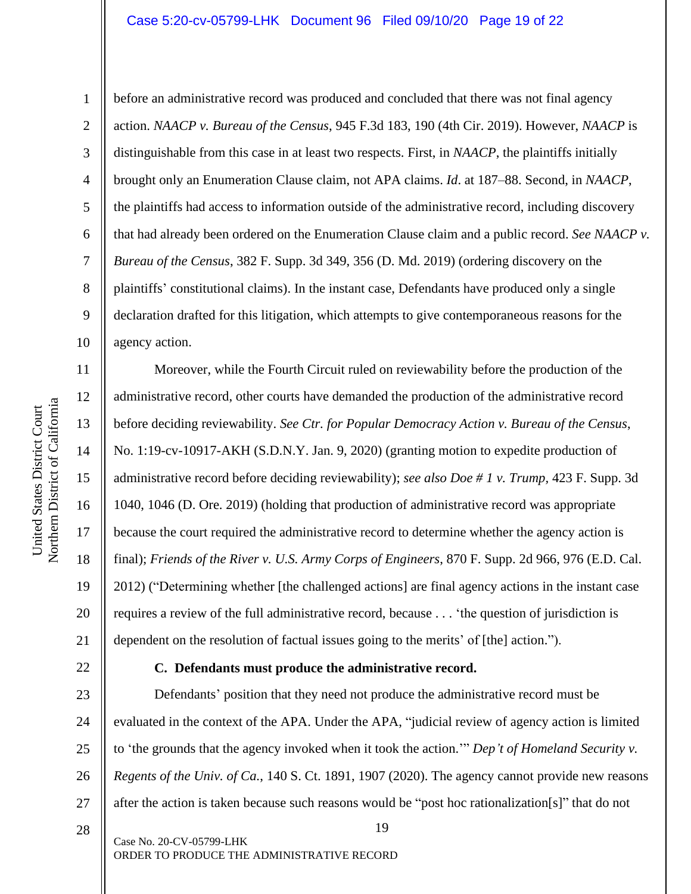before an administrative record was produced and concluded that there was not final agency action. *NAACP v. Bureau of the Census*, 945 F.3d 183, 190 (4th Cir. 2019). However, *NAACP* is distinguishable from this case in at least two respects. First, in *NAACP*, the plaintiffs initially brought only an Enumeration Clause claim, not APA claims. *Id*. at 187–88. Second, in *NAACP*, the plaintiffs had access to information outside of the administrative record, including discovery that had already been ordered on the Enumeration Clause claim and a public record. *See NAACP v. Bureau of the Census*, 382 F. Supp. 3d 349, 356 (D. Md. 2019) (ordering discovery on the plaintiffs' constitutional claims). In the instant case, Defendants have produced only a single declaration drafted for this litigation, which attempts to give contemporaneous reasons for the agency action.

Moreover, while the Fourth Circuit ruled on reviewability before the production of the administrative record, other courts have demanded the production of the administrative record before deciding reviewability. *See Ctr. for Popular Democracy Action v. Bureau of the Census*, No. 1:19-cv-10917-AKH (S.D.N.Y. Jan. 9, 2020) (granting motion to expedite production of administrative record before deciding reviewability); *see also Doe # 1 v. Trump*, 423 F. Supp. 3d 1040, 1046 (D. Ore. 2019) (holding that production of administrative record was appropriate because the court required the administrative record to determine whether the agency action is final); *Friends of the River v. U.S. Army Corps of Engineers*, 870 F. Supp. 2d 966, 976 (E.D. Cal. 2012) ("Determining whether [the challenged actions] are final agency actions in the instant case requires a review of the full administrative record, because . . . 'the question of jurisdiction is dependent on the resolution of factual issues going to the merits' of [the] action.").

### C. Defendants must produce the administrative record.

Defendants' position that they need not produce the administrative record must be evaluated in the context of the APA. Under the APA, "judicial review of agency action is limited to 'the grounds that the agency invoked when it took the action.'" *Dep't of Homeland Security v. Regents of the Univ. of Ca.*, 140 S. Ct. 1891, 1907 (2020). The agency cannot provide new reasons after the action is taken because such reasons would be "post hoc rationalization[s]" that do not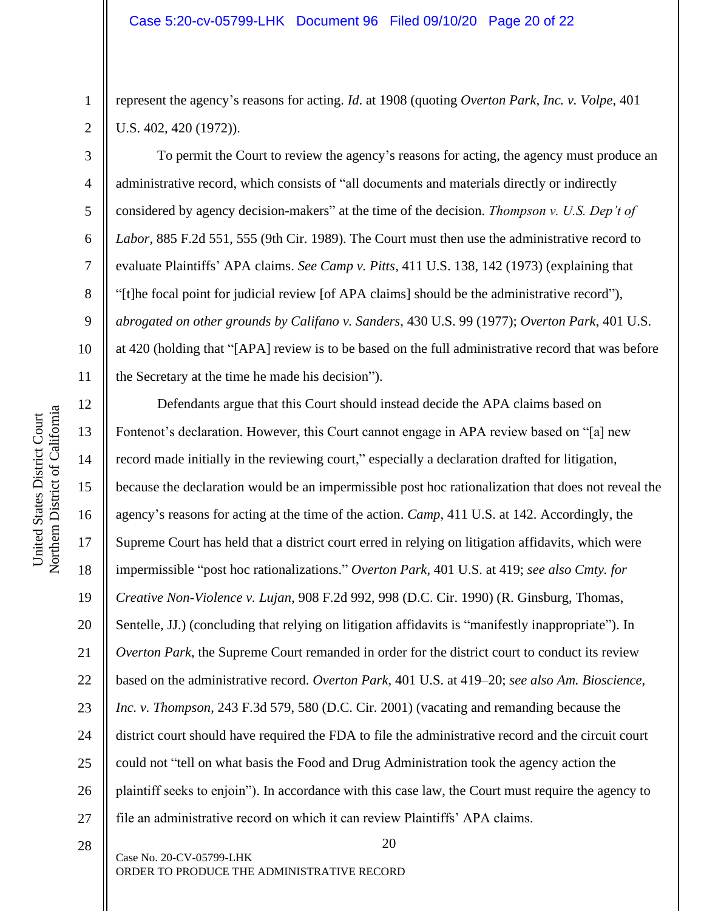represent the agency's reasons for acting. *Id.* at 1908 (quoting *Overton Park, Inc. v. Volpe*, 401 U.S. 402, 420 (1972)).

To permit the Court to review the agency's reasons for acting, the agency must produce an administrative record, which consists of "all documents and materials directly or indirectly considered by agency decision-makers" at the time of the decision. *Thompson v. U.S. Dep't of Labor*, 885 F.2d 551, 555 (9th Cir. 1989). The Court must then use the administrative record to evaluate Plaintiffs' APA claims. *See Camp v. Pitts*, 411 U.S. 138, 142 (1973) (explaining that "[t]he focal point for judicial review [of APA claims] should be the administrative record"), *abrogated on other grounds by Califano v. Sanders*, 430 U.S. 99 (1977); *Overton Park*, 401 U.S. at 420 (holding that "[APA] review is to be based on the full administrative record that was before the Secretary at the time he made his decision").

Defendants argue that this Court should instead decide the APA claims based on Fontenot's declaration. However, this Court cannot engage in APA review based on "[a] new record made initially in the reviewing court," especially a declaration drafted for litigation, because the declaration would be an impermissible post hoc rationalization that does not reveal the agency's reasons for acting at the time of the action. *Camp*, 411 U.S. at 142. Accordingly, the Supreme Court has held that a district court erred in relying on litigation affidavits, which were impermissible "post hoc rationalizations." *Overton Park*, 401 U.S. at 419; *see also Cmty. for Creative Non-Violence v. Lujan*, 908 F.2d 992, 998 (D.C. Cir. 1990) (R. Ginsburg, Thomas, Sentelle, JJ.) (concluding that relying on litigation affidavits is "manifestly inappropriate"). In *Overton Park*, the Supreme Court remanded in order for the district court to conduct its review based on the administrative record. *Overton Park*, 401 U.S. at 419–20; *see also Am. Bioscience, Inc. v. Thompson*, 243 F.3d 579, 580 (D.C. Cir. 2001) (vacating and remanding because the district court should have required the FDA to file the administrative record and the circuit court could not "tell on what basis the Food and Drug Administration took the agency action the plaintiff seeks to enjoin"). In accordance with this case law, the Court must require the agency to file an administrative record on which it can review Plaintiffs' APA claims.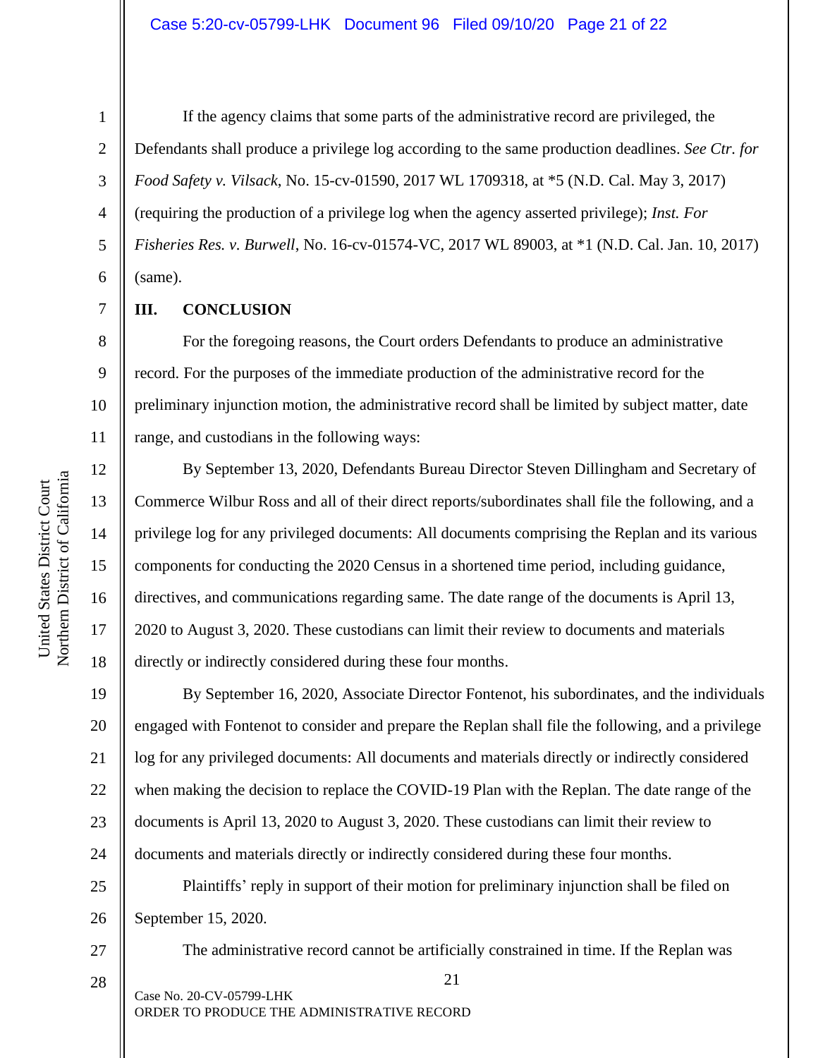If the agency claims that some parts of the administrative record are privileged, the Defendants shall produce a privilege log according to the same production deadlines. *See Ctr. for Food Safety v. Vilsack*, No. 15-cv-01590, 2017 WL 1709318, at *5 (N.D. Cal. May 3, 2017) (requiring the production of a privilege log when the agency asserted privilege); *Inst. For Fisheries Res. v. Burwell*, No. 16-cv-01574-VC, 2017 WL 89003, at *1 (N.D. Cal. Jan. 10, 2017) (same).

## III. CONCLUSION

For the foregoing reasons, the Court orders Defendants to produce an administrative record. For the purposes of the immediate production of the administrative record for the preliminary injunction motion, the administrative record shall be limited by subject matter, date range, and custodians in the following ways:

By September 13, 2020, Defendants Bureau Director Steven Dillingham and Secretary of Commerce Wilbur Ross and all of their direct reports/subordinates shall file the following, and a privilege log for any privileged documents: All documents comprising the Replan and its various components for conducting the 2020 Census in a shortened time period, including guidance, directives, and communications regarding same. The date range of the documents is April 13, 2020 to August 3, 2020. These custodians can limit their review to documents and materials directly or indirectly considered during these four months.

By September 16, 2020, Associate Director Fontenot, his subordinates, and the individuals engaged with Fontenot to consider and prepare the Replan shall file the following, and a privilege log for any privileged documents: All documents and materials directly or indirectly considered when making the decision to replace the COVID-19 Plan with the Replan. The date range of the documents is April 13, 2020 to August 3, 2020. These custodians can limit their review to documents and materials directly or indirectly considered during these four months.

Plaintiffs' reply in support of their motion for preliminary injunction shall be filed on September 15, 2020.

The administrative record cannot be artificially constrained in time. If the Replan was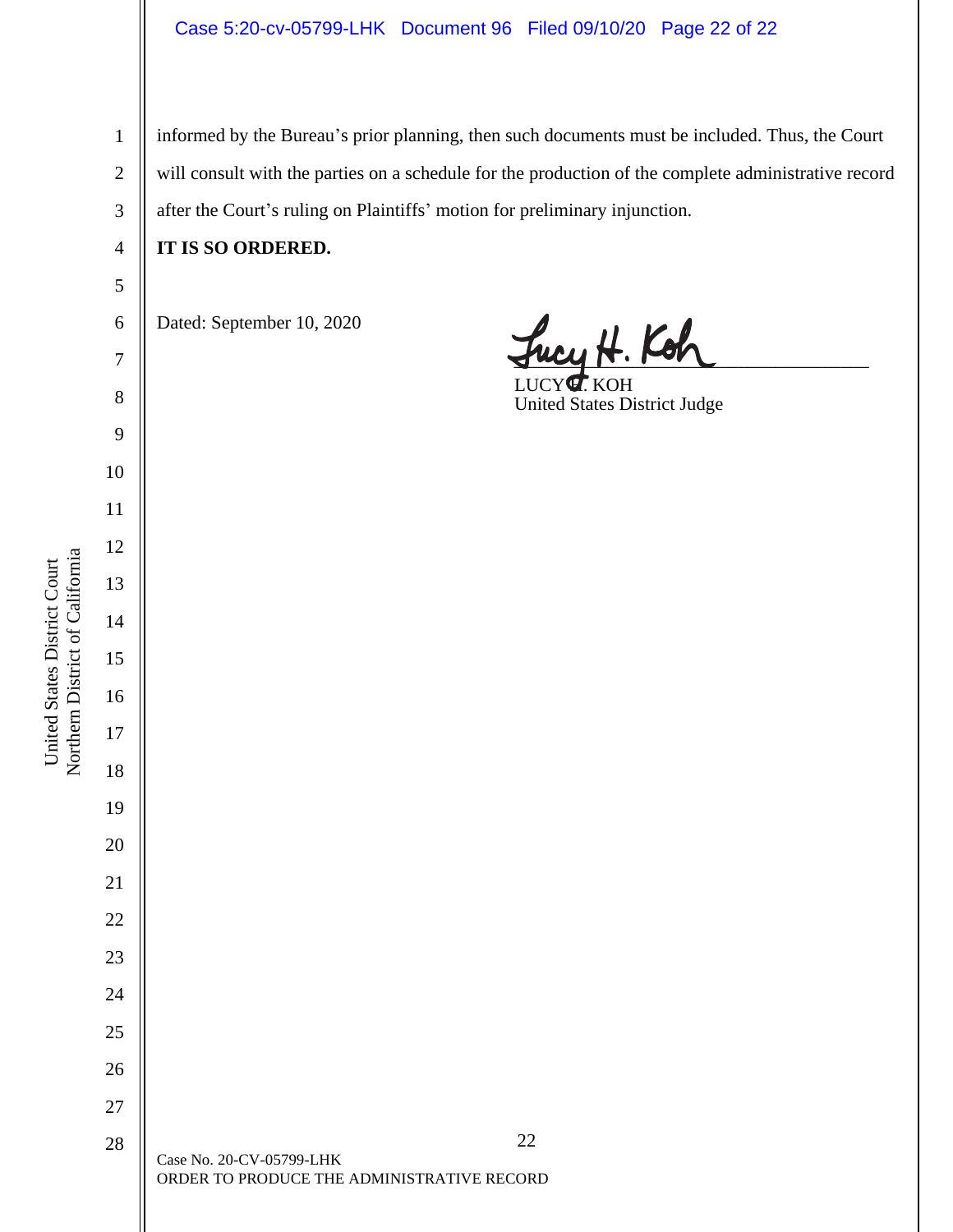informed by the Bureau's prior planning, then such documents must be included. Thus, the Court will consult with the parties on a schedule for the production of the complete administrative record after the Court's ruling on Plaintiffs' motion for preliminary injunction.

**IT IS SO ORDERED.**

Dated: September 10, 2020

LUCY H. KOH
United States District Judge